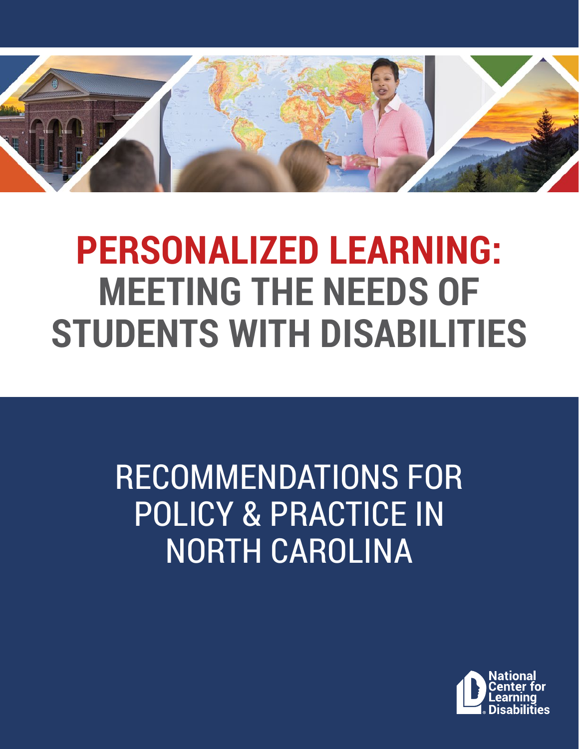# PERSONALIZED LEARNING: MEETING THE NEEDS OF STUDENTS WITH DISABILITIES

## RECOMMENDATIONS FOR POLICY & PRACTICE IN NORTH CAROLINA

National Center for Learning Disabilities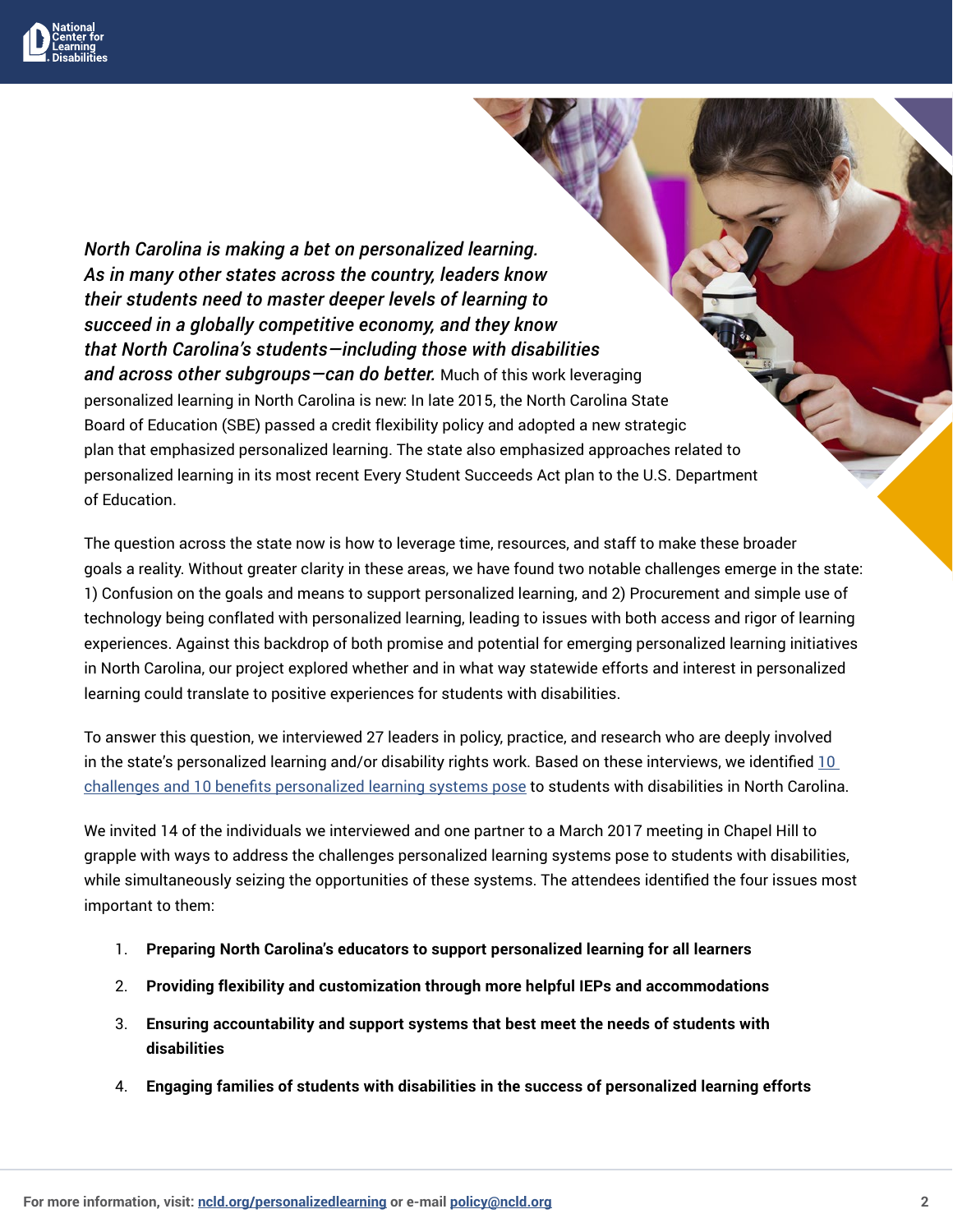***North Carolina is making a bet on personalized learning. As in many other states across the country, leaders know their students need to master deeper levels of learning to succeed in a globally competitive economy, and they know that North Carolina's students—including those with disabilities and across other subgroups—can do better.*** Much of this work leveraging personalized learning in North Carolina is new: In late 2015, the North Carolina State Board of Education (SBE) passed a credit flexibility policy and adopted a new strategic plan that emphasized personalized learning. The state also emphasized approaches related to personalized learning in its most recent Every Student Succeeds Act plan to the U.S. Department of Education.

The question across the state now is how to leverage time, resources, and staff to make these broader goals a reality. Without greater clarity in these areas, we have found two notable challenges emerge in the state: 1) Confusion on the goals and means to support personalized learning, and 2) Procurement and simple use of technology being conflated with personalized learning, leading to issues with both access and rigor of learning experiences. Against this backdrop of both promise and potential for emerging personalized learning initiatives in North Carolina, our project explored whether and in what way statewide efforts and interest in personalized learning could translate to positive experiences for students with disabilities.

To answer this question, we interviewed 27 leaders in policy, practice, and research who are deeply involved in the state's personalized learning and/or disability rights work. Based on these interviews, we identified [10 challenges and 10 benefits personalized learning systems pose] to students with disabilities in North Carolina.

We invited 14 of the individuals we interviewed and one partner to a March 2017 meeting in Chapel Hill to grapple with ways to address the challenges personalized learning systems pose to students with disabilities, while simultaneously seizing the opportunities of these systems. The attendees identified the four issues most important to them:

1. **Preparing North Carolina's educators to support personalized learning for all learners**
2. **Providing flexibility and customization through more helpful IEPs and accommodations**
3. **Ensuring accountability and support systems that best meet the needs of students with disabilities**
4. **Engaging families of students with disabilities in the success of personalized learning efforts**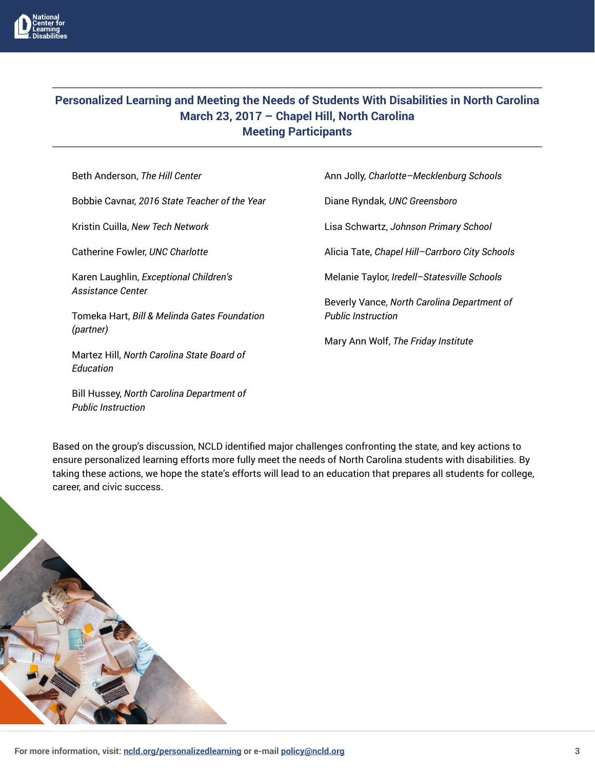## Personalized Learning and Meeting the Needs of Students With Disabilities in North Carolina
## March 23, 2017 – Chapel Hill, North Carolina
## Meeting Participants

Beth Anderson, *The Hill Center*

Bobbie Cavnar, *2016 State Teacher of the Year*

Kristin Cuilla, *New Tech Network*

Catherine Fowler, *UNC Charlotte*

Karen Laughlin, *Exceptional Children's Assistance Center*

Tomeka Hart, *Bill & Melinda Gates Foundation (partner)*

Martez Hill, *North Carolina State Board of Education*

Bill Hussey, *North Carolina Department of Public Instruction*

Ann Jolly, *Charlotte–Mecklenburg Schools*

Diane Ryndak, *UNC Greensboro*

Lisa Schwartz, *Johnson Primary School*

Alicia Tate, *Chapel Hill–Carrboro City Schools*

Melanie Taylor, *Iredell–Statesville Schools*

Beverly Vance, *North Carolina Department of Public Instruction*

Mary Ann Wolf, *The Friday Institute*

Based on the group's discussion, NCLD identified major challenges confronting the state, and key actions to ensure personalized learning efforts more fully meet the needs of North Carolina students with disabilities. By taking these actions, we hope the state's efforts will lead to an education that prepares all students for college, career, and civic success.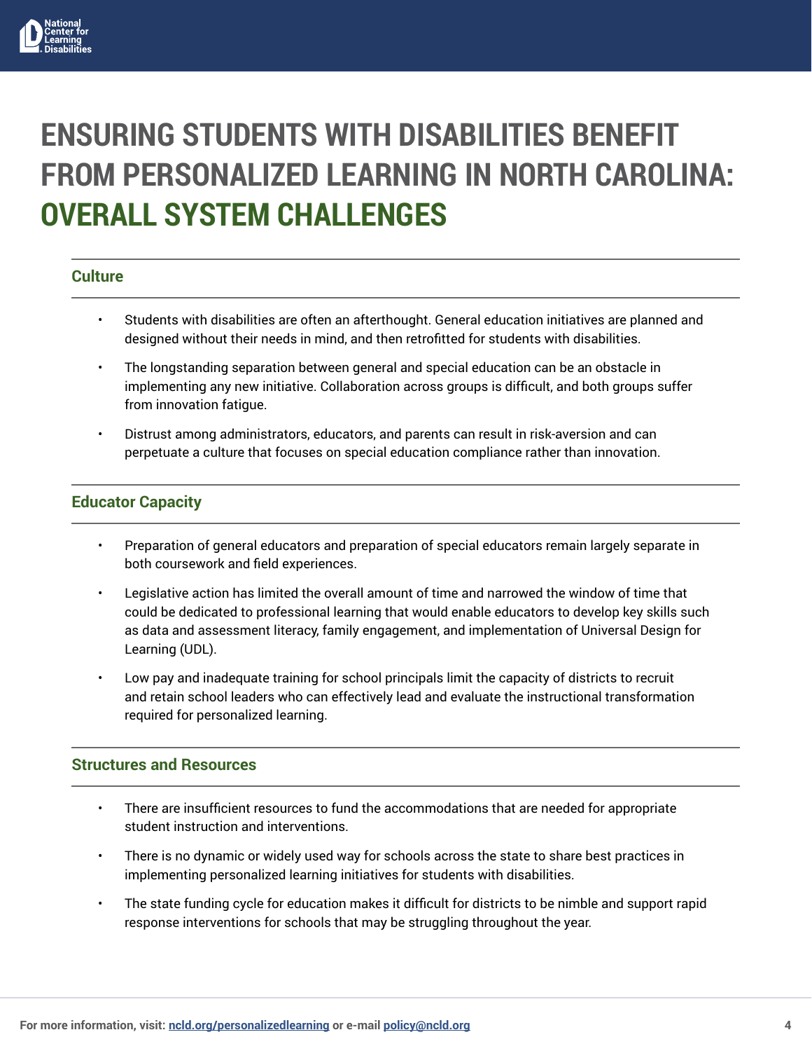# ENSURING STUDENTS WITH DISABILITIES BENEFIT FROM PERSONALIZED LEARNING IN NORTH CAROLINA: OVERALL SYSTEM CHALLENGES

## Culture

- Students with disabilities are often an afterthought. General education initiatives are planned and designed without their needs in mind, and then retrofitted for students with disabilities.
- The longstanding separation between general and special education can be an obstacle in implementing any new initiative. Collaboration across groups is difficult, and both groups suffer from innovation fatigue.
- Distrust among administrators, educators, and parents can result in risk-aversion and can perpetuate a culture that focuses on special education compliance rather than innovation.

## Educator Capacity

- Preparation of general educators and preparation of special educators remain largely separate in both coursework and field experiences.
- Legislative action has limited the overall amount of time and narrowed the window of time that could be dedicated to professional learning that would enable educators to develop key skills such as data and assessment literacy, family engagement, and implementation of Universal Design for Learning (UDL).
- Low pay and inadequate training for school principals limit the capacity of districts to recruit and retain school leaders who can effectively lead and evaluate the instructional transformation required for personalized learning.

## Structures and Resources

- There are insufficient resources to fund the accommodations that are needed for appropriate student instruction and interventions.
- There is no dynamic or widely used way for schools across the state to share best practices in implementing personalized learning initiatives for students with disabilities.
- The state funding cycle for education makes it difficult for districts to be nimble and support rapid response interventions for schools that may be struggling throughout the year.

For more information, visit: ncld.org/personalizedlearning or e-mail policy@ncld.org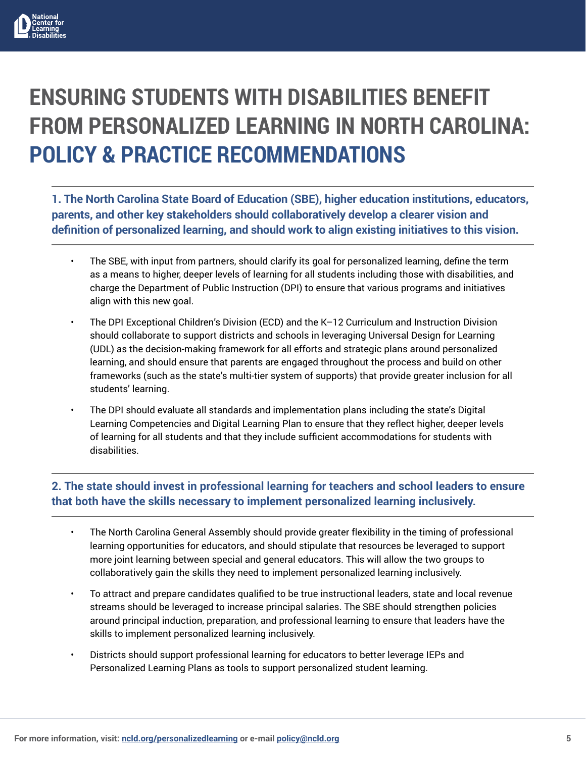# ENSURING STUDENTS WITH DISABILITIES BENEFIT FROM PERSONALIZED LEARNING IN NORTH CAROLINA: POLICY & PRACTICE RECOMMENDATIONS

### 1. The North Carolina State Board of Education (SBE), higher education institutions, educators, parents, and other key stakeholders should collaboratively develop a clearer vision and definition of personalized learning, and should work to align existing initiatives to this vision.

- The SBE, with input from partners, should clarify its goal for personalized learning, define the term as a means to higher, deeper levels of learning for all students including those with disabilities, and charge the Department of Public Instruction (DPI) to ensure that various programs and initiatives align with this new goal.
- The DPI Exceptional Children's Division (ECD) and the K–12 Curriculum and Instruction Division should collaborate to support districts and schools in leveraging Universal Design for Learning (UDL) as the decision-making framework for all efforts and strategic plans around personalized learning, and should ensure that parents are engaged throughout the process and build on other frameworks (such as the state's multi-tier system of supports) that provide greater inclusion for all students' learning.
- The DPI should evaluate all standards and implementation plans including the state's Digital Learning Competencies and Digital Learning Plan to ensure that they reflect higher, deeper levels of learning for all students and that they include sufficient accommodations for students with disabilities.

### 2. The state should invest in professional learning for teachers and school leaders to ensure that both have the skills necessary to implement personalized learning inclusively.

- The North Carolina General Assembly should provide greater flexibility in the timing of professional learning opportunities for educators, and should stipulate that resources be leveraged to support more joint learning between special and general educators. This will allow the two groups to collaboratively gain the skills they need to implement personalized learning inclusively.
- To attract and prepare candidates qualified to be true instructional leaders, state and local revenue streams should be leveraged to increase principal salaries. The SBE should strengthen policies around principal induction, preparation, and professional learning to ensure that leaders have the skills to implement personalized learning inclusively.
- Districts should support professional learning for educators to better leverage IEPs and Personalized Learning Plans as tools to support personalized student learning.

For more information, visit: ncld.org/personalizedlearning or e-mail policy@ncld.org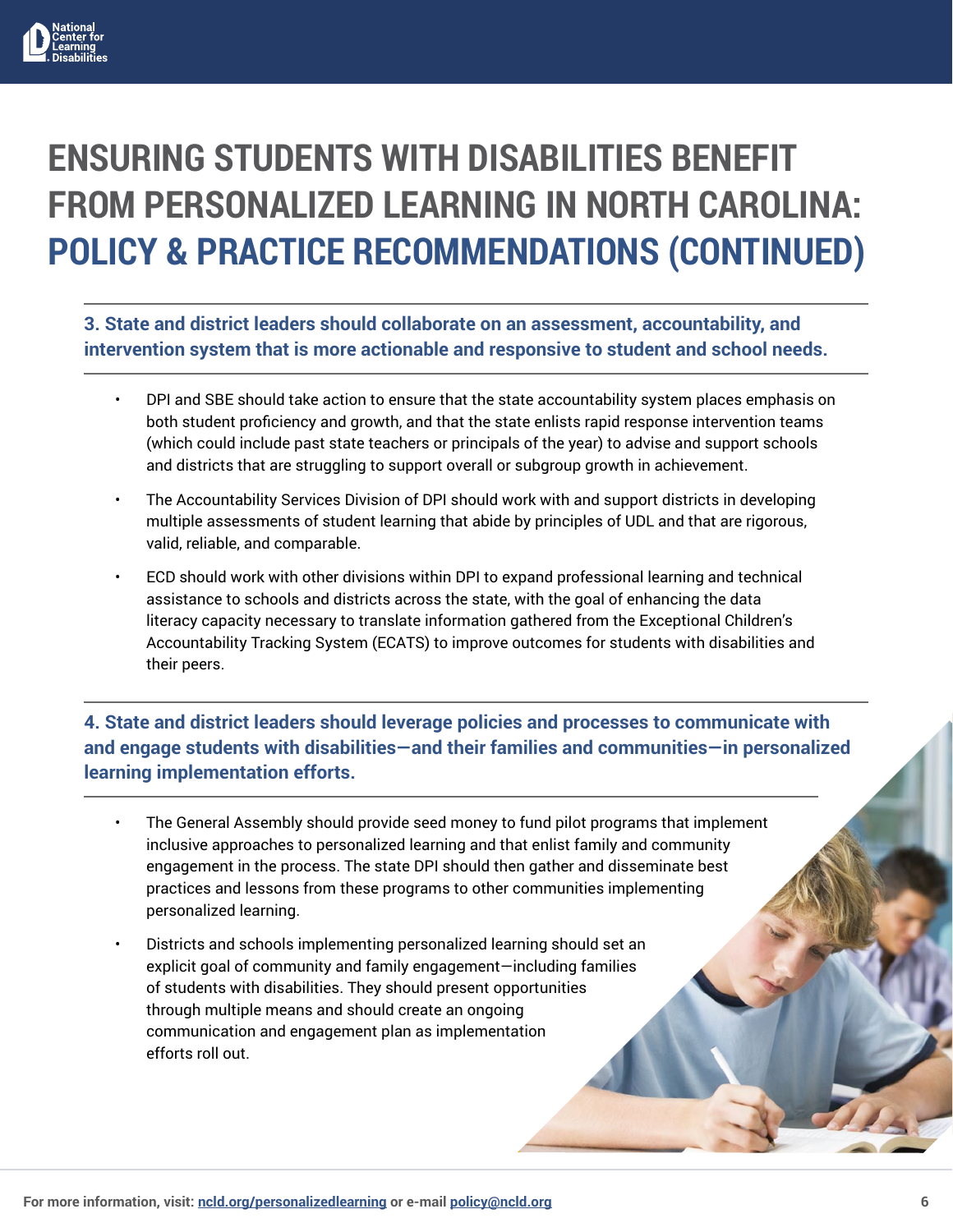# ENSURING STUDENTS WITH DISABILITIES BENEFIT FROM PERSONALIZED LEARNING IN NORTH CAROLINA: POLICY & PRACTICE RECOMMENDATIONS (CONTINUED)

### 3. State and district leaders should collaborate on an assessment, accountability, and intervention system that is more actionable and responsive to student and school needs.

- DPI and SBE should take action to ensure that the state accountability system places emphasis on both student proficiency and growth, and that the state enlists rapid response intervention teams (which could include past state teachers or principals of the year) to advise and support schools and districts that are struggling to support overall or subgroup growth in achievement.
- The Accountability Services Division of DPI should work with and support districts in developing multiple assessments of student learning that abide by principles of UDL and that are rigorous, valid, reliable, and comparable.
- ECD should work with other divisions within DPI to expand professional learning and technical assistance to schools and districts across the state, with the goal of enhancing the data literacy capacity necessary to translate information gathered from the Exceptional Children's Accountability Tracking System (ECATS) to improve outcomes for students with disabilities and their peers.

### 4. State and district leaders should leverage policies and processes to communicate with and engage students with disabilities—and their families and communities—in personalized learning implementation efforts.

- The General Assembly should provide seed money to fund pilot programs that implement inclusive approaches to personalized learning and that enlist family and community engagement in the process. The state DPI should then gather and disseminate best practices and lessons from these programs to other communities implementing personalized learning.
- Districts and schools implementing personalized learning should set an explicit goal of community and family engagement—including families of students with disabilities. They should present opportunities through multiple means and should create an ongoing communication and engagement plan as implementation efforts roll out.

For more information, visit: ncld.org/personalizedlearning or e-mail policy@ncld.org